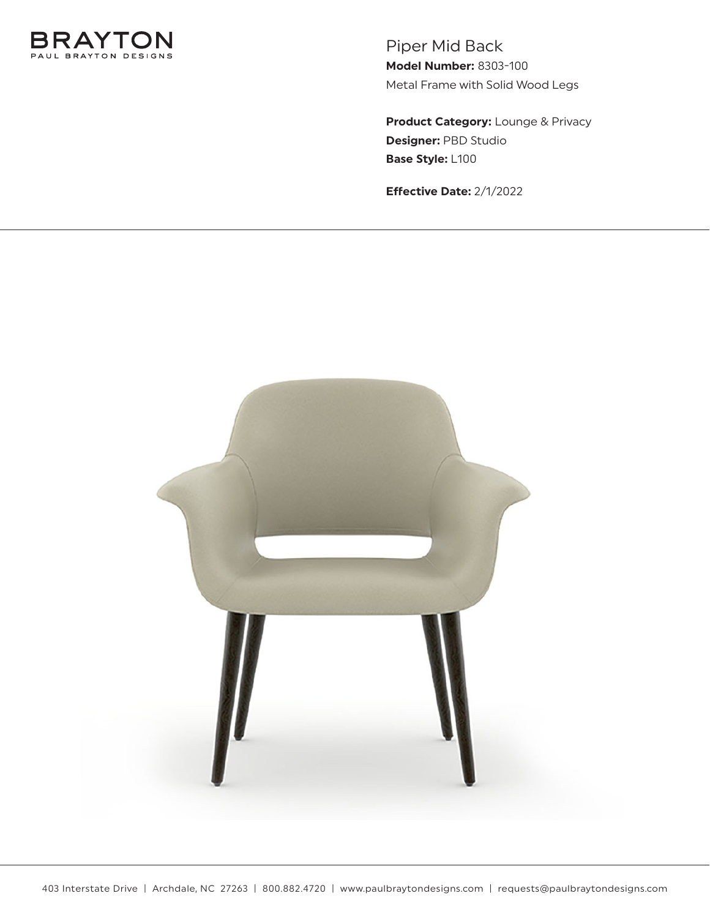BRAYTON
PAUL BRAYTON DESIGNS

# Piper Mid Back

**Model Number:** 8303-100
Metal Frame with Solid Wood Legs

**Product Category:** Lounge & Privacy
**Designer:** PBD Studio
**Base Style:** L100

**Effective Date:** 2/1/2022

403 Interstate Drive | Archdale, NC 27263 | 800.882.4720 | www.paulbraytondesigns.com | requests@paulbraytondesigns.com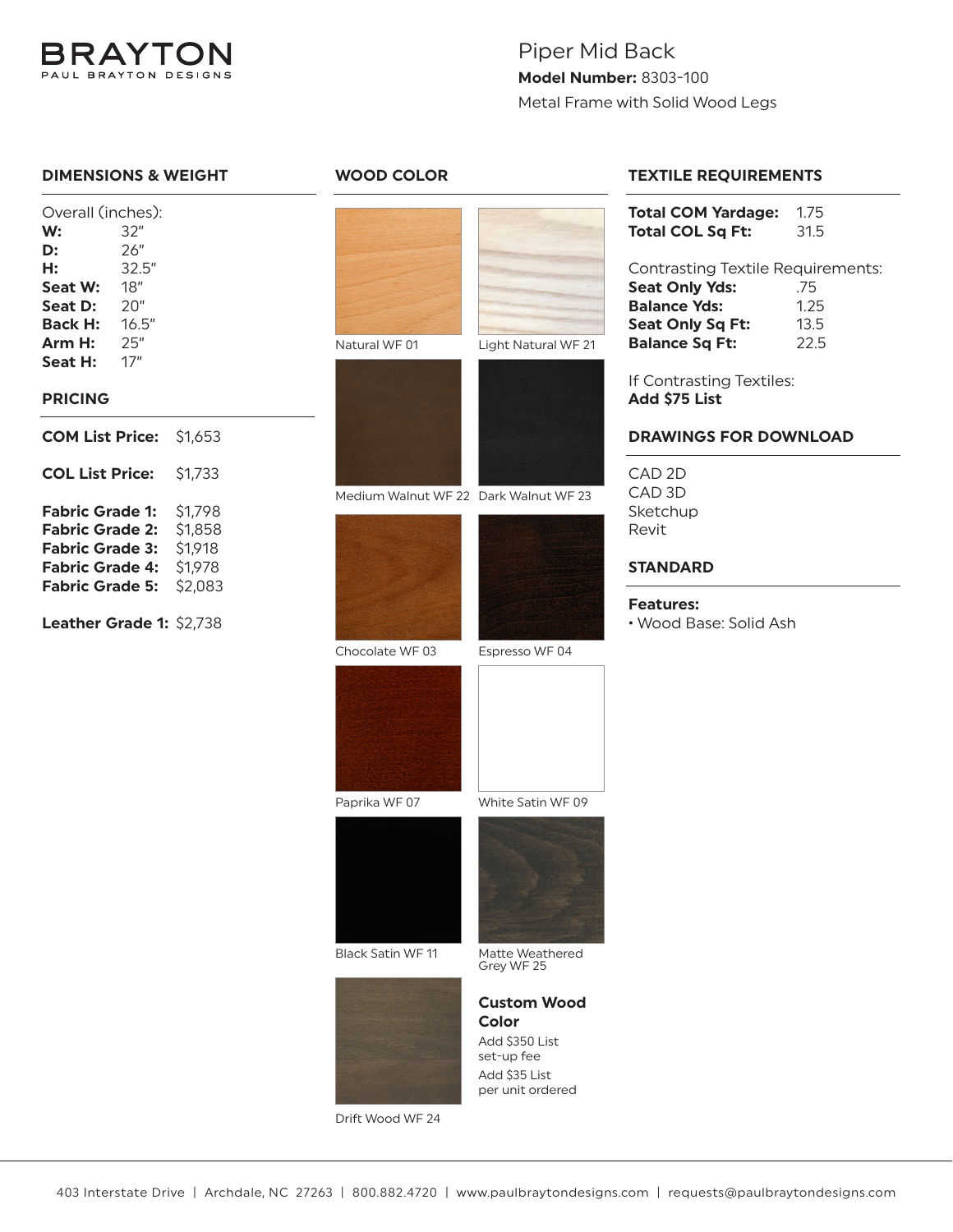BRAYTON
PAUL BRAYTON DESIGNS

# Piper Mid Back

**Model Number:** 8303-100

Metal Frame with Solid Wood Legs

## DIMENSIONS & WEIGHT

Overall (inches):

| | |
|---|---|
| **W:** | 32" |
| **D:** | 26" |
| **H:** | 32.5" |
| **Seat W:** | 18" |
| **Seat D:** | 20" |
| **Back H:** | 16.5" |
| **Arm H:** | 25" |
| **Seat H:** | 17" |

## PRICING

| | |
|---|---|
| **COM List Price:** | $1,653 |
| **COL List Price:** | $1,733 |
| **Fabric Grade 1:** | $1,798 |
| **Fabric Grade 2:** | $1,858 |
| **Fabric Grade 3:** | $1,918 |
| **Fabric Grade 4:** | $1,978 |
| **Fabric Grade 5:** | $2,083 |
| **Leather Grade 1:** | $2,738 |

## WOOD COLOR

- Natural WF 01
- Light Natural WF 21
- Medium Walnut WF 22
- Dark Walnut WF 23
- Chocolate WF 03
- Espresso WF 04
- Paprika WF 07
- White Satin WF 09
- Black Satin WF 11
- Matte Weathered Grey WF 25
- Drift Wood WF 24

**Custom Wood Color**

Add $350 List set-up fee

Add $35 List per unit ordered

## TEXTILE REQUIREMENTS

| | |
|---|---|
| **Total COM Yardage:** | 1.75 |
| **Total COL Sq Ft:** | 31.5 |

Contrasting Textile Requirements:

| | |
|---|---|
| **Seat Only Yds:** | .75 |
| **Balance Yds:** | 1.25 |
| **Seat Only Sq Ft:** | 13.5 |
| **Balance Sq Ft:** | 22.5 |

If Contrasting Textiles:
**Add $75 List**

## DRAWINGS FOR DOWNLOAD

CAD 2D
CAD 3D
Sketchup
Revit

## STANDARD

**Features:**

- Wood Base: Solid Ash

403 Interstate Drive | Archdale, NC 27263 | 800.882.4720 | www.paulbraytondesigns.com | requests@paulbraytondesigns.com